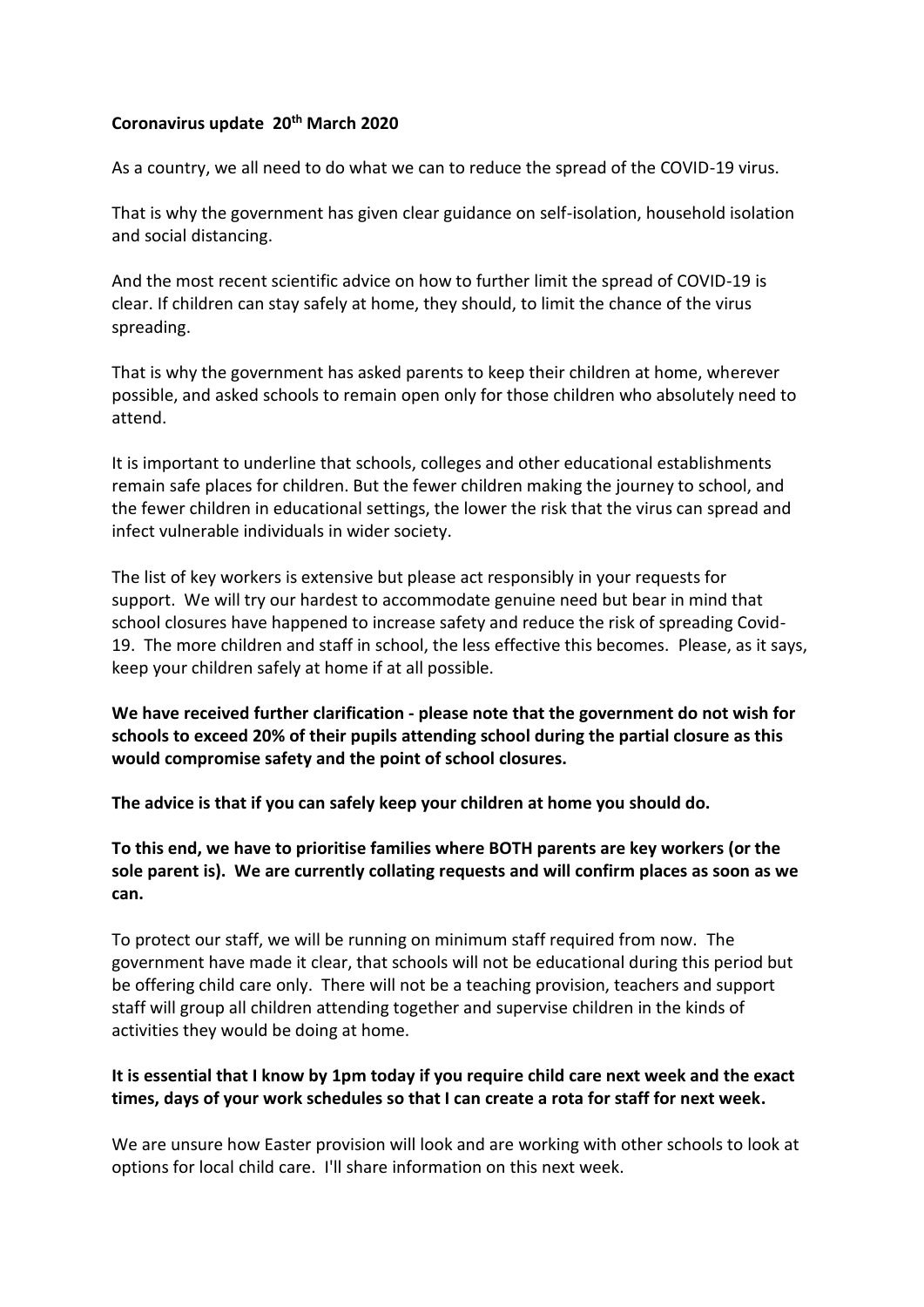**Coronavirus update 20th March 2020**

As a country, we all need to do what we can to reduce the spread of the COVID-19 virus.

That is why the government has given clear guidance on self-isolation, household isolation and social distancing.

And the most recent scientific advice on how to further limit the spread of COVID-19 is clear. If children can stay safely at home, they should, to limit the chance of the virus spreading.

That is why the government has asked parents to keep their children at home, wherever possible, and asked schools to remain open only for those children who absolutely need to attend.

It is important to underline that schools, colleges and other educational establishments remain safe places for children. But the fewer children making the journey to school, and the fewer children in educational settings, the lower the risk that the virus can spread and infect vulnerable individuals in wider society.

The list of key workers is extensive but please act responsibly in your requests for support. We will try our hardest to accommodate genuine need but bear in mind that school closures have happened to increase safety and reduce the risk of spreading Covid-19. The more children and staff in school, the less effective this becomes. Please, as it says, keep your children safely at home if at all possible.

**We have received further clarification - please note that the government do not wish for schools to exceed 20% of their pupils attending school during the partial closure as this would compromise safety and the point of school closures.**

**The advice is that if you can safely keep your children at home you should do.**

**To this end, we have to prioritise families where BOTH parents are key workers (or the sole parent is). We are currently collating requests and will confirm places as soon as we can.**

To protect our staff, we will be running on minimum staff required from now. The government have made it clear, that schools will not be educational during this period but be offering child care only. There will not be a teaching provision, teachers and support staff will group all children attending together and supervise children in the kinds of activities they would be doing at home.

**It is essential that I know by 1pm today if you require child care next week and the exact times, days of your work schedules so that I can create a rota for staff for next week.**

We are unsure how Easter provision will look and are working with other schools to look at options for local child care. I'll share information on this next week.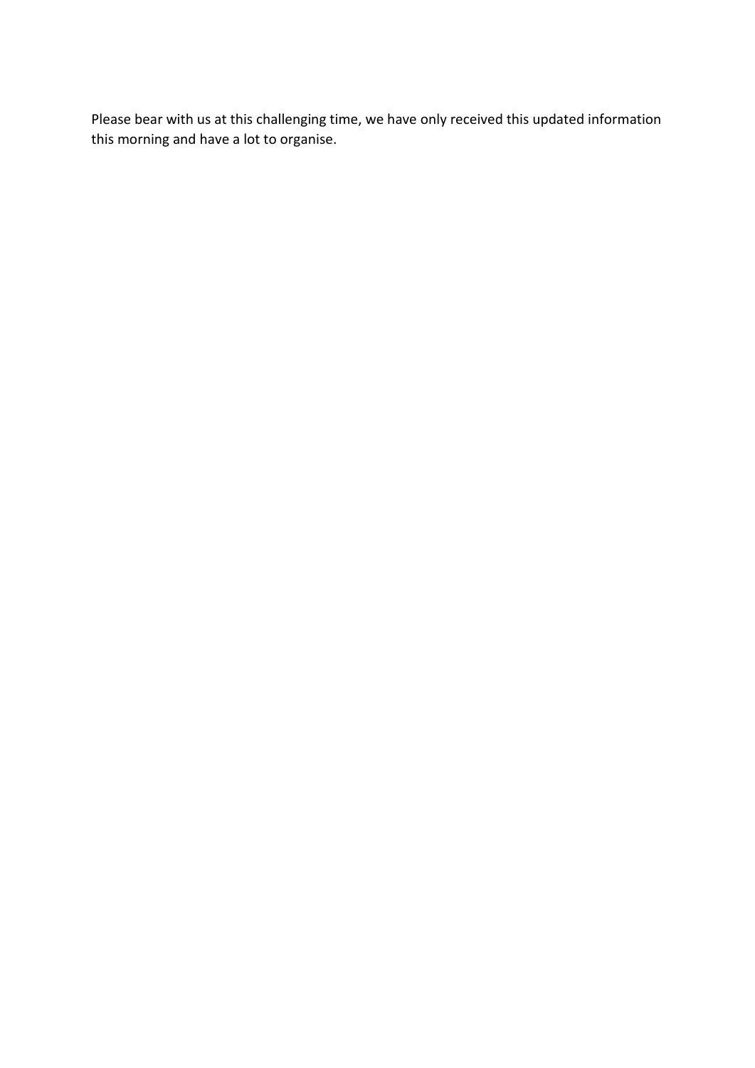Please bear with us at this challenging time, we have only received this updated information this morning and have a lot to organise.